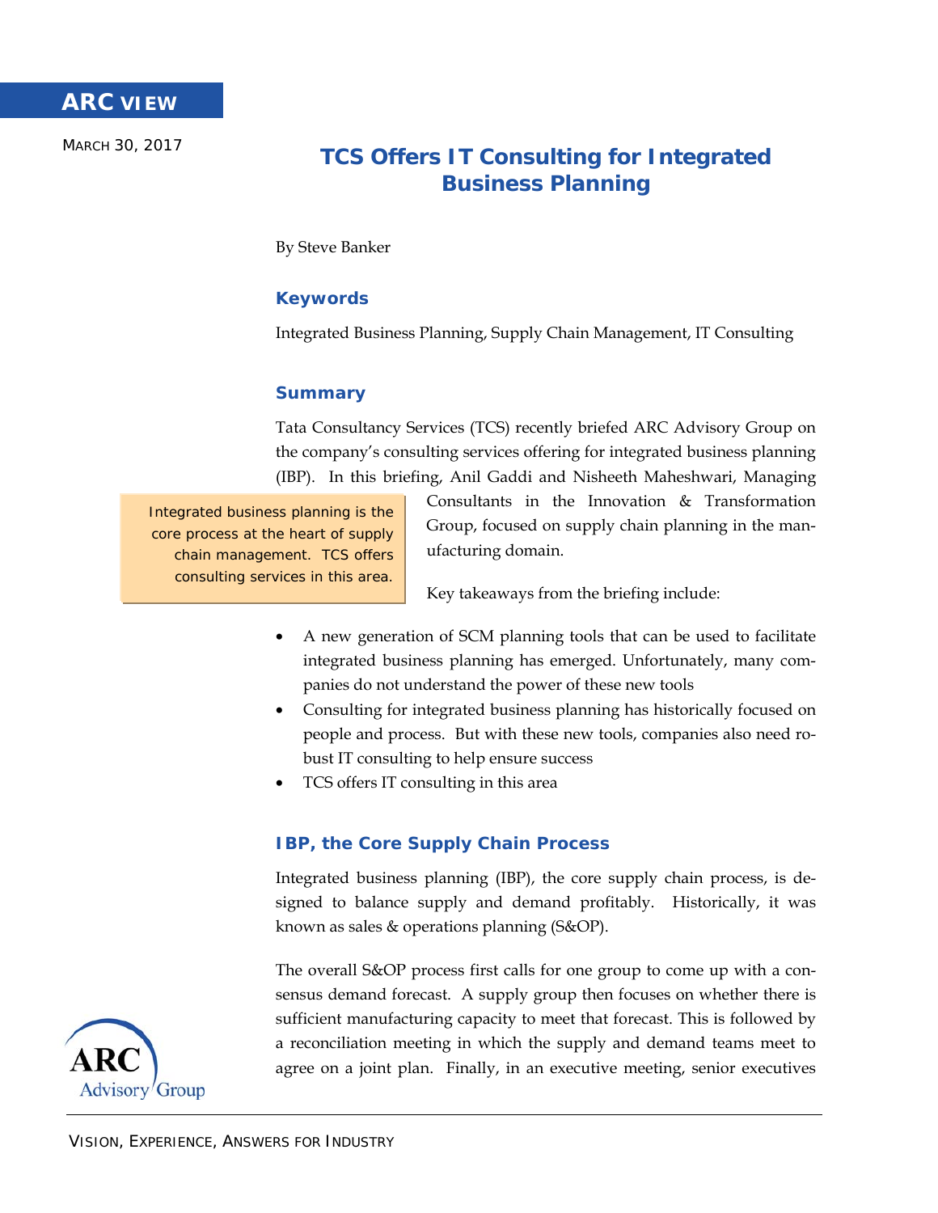ARC VIEW

MARCH 30, 2017

# TCS Offers IT Consulting for Integrated Business Planning

By Steve Banker

## Keywords

Integrated Business Planning, Supply Chain Management, IT Consulting

## Summary

Tata Consultancy Services (TCS) recently briefed ARC Advisory Group on the company's consulting services offering for integrated business planning (IBP). In this briefing, Anil Gaddi and Nisheeth Maheshwari, Managing Consultants in the Innovation & Transformation Group, focused on supply chain planning in the manufacturing domain.

> Integrated business planning is the core process at the heart of supply chain management. TCS offers consulting services in this area.

Key takeaways from the briefing include:

- A new generation of SCM planning tools that can be used to facilitate integrated business planning has emerged. Unfortunately, many companies do not understand the power of these new tools
- Consulting for integrated business planning has historically focused on people and process. But with these new tools, companies also need robust IT consulting to help ensure success
- TCS offers IT consulting in this area

## IBP, the Core Supply Chain Process

Integrated business planning (IBP), the core supply chain process, is designed to balance supply and demand profitably. Historically, it was known as sales & operations planning (S&OP).

The overall S&OP process first calls for one group to come up with a consensus demand forecast. A supply group then focuses on whether there is sufficient manufacturing capacity to meet that forecast. This is followed by a reconciliation meeting in which the supply and demand teams meet to agree on a joint plan. Finally, in an executive meeting, senior executives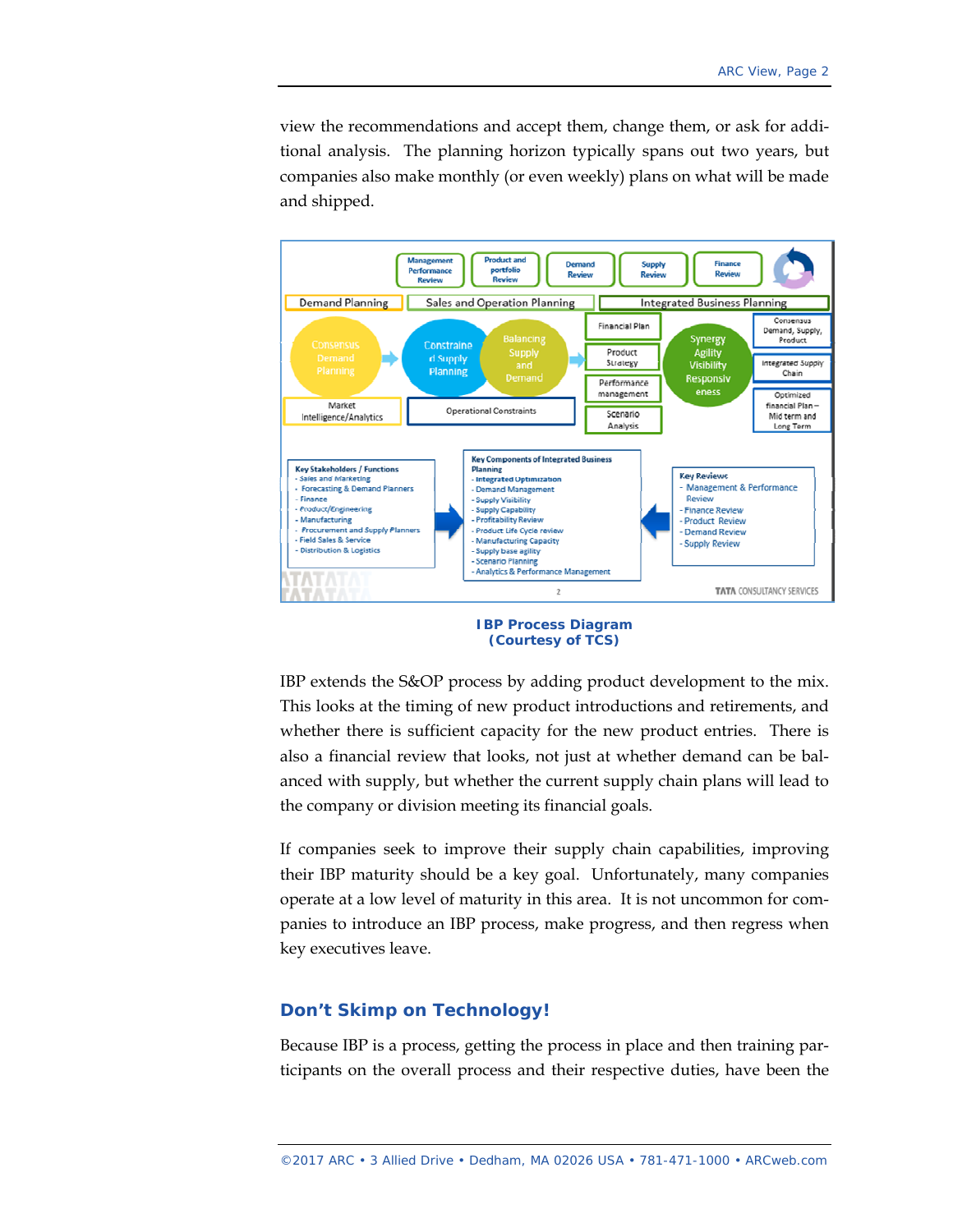view the recommendations and accept them, change them, or ask for additional analysis. The planning horizon typically spans out two years, but companies also make monthly (or even weekly) plans on what will be made and shipped.

**IBP Process Diagram (Courtesy of TCS)**

IBP extends the S&OP process by adding product development to the mix. This looks at the timing of new product introductions and retirements, and whether there is sufficient capacity for the new product entries. There is also a financial review that looks, not just at whether demand can be balanced with supply, but whether the current supply chain plans will lead to the company or division meeting its financial goals.

If companies seek to improve their supply chain capabilities, improving their IBP maturity should be a key goal. Unfortunately, many companies operate at a low level of maturity in this area. It is not uncommon for companies to introduce an IBP process, make progress, and then regress when key executives leave.

## Don't Skimp on Technology!

Because IBP is a process, getting the process in place and then training participants on the overall process and their respective duties, have been the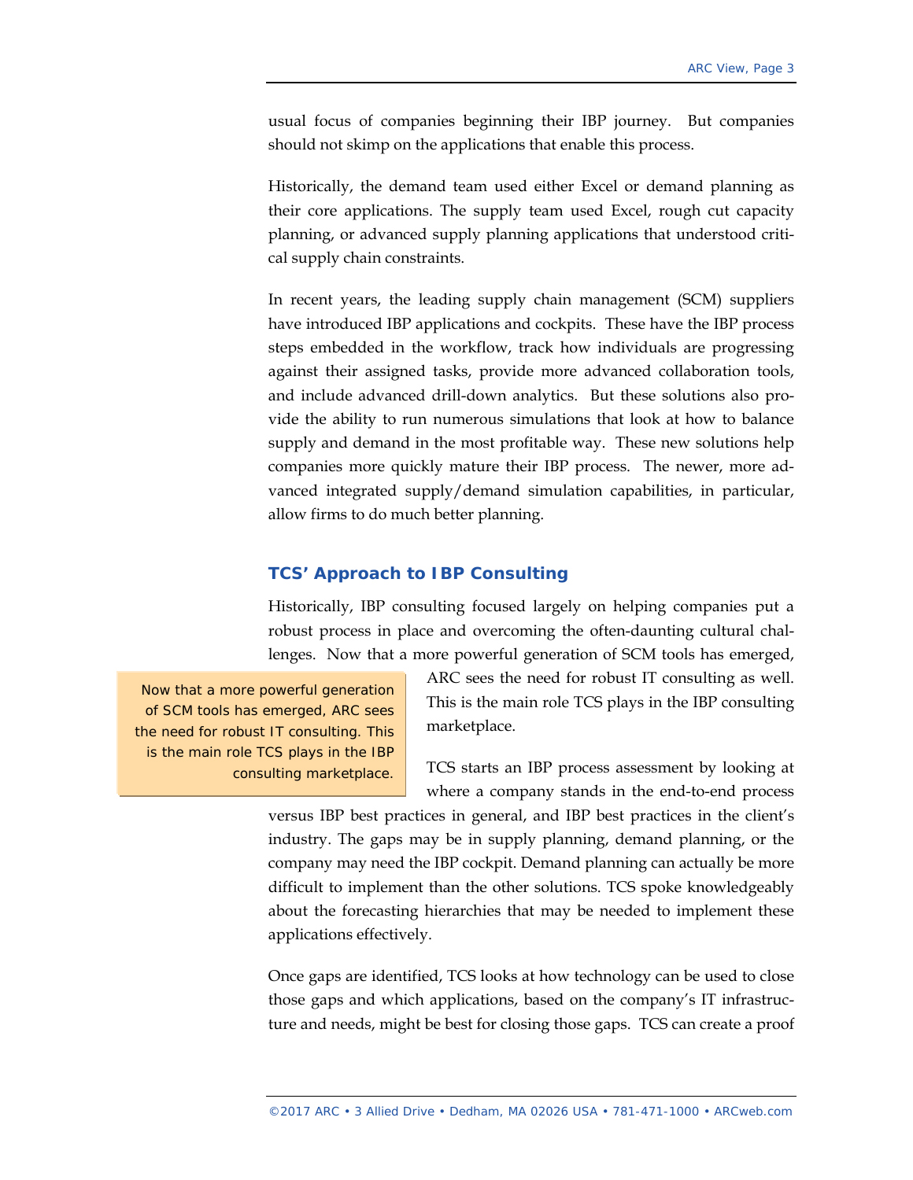usual focus of companies beginning their IBP journey. But companies should not skimp on the applications that enable this process.

Historically, the demand team used either Excel or demand planning as their core applications. The supply team used Excel, rough cut capacity planning, or advanced supply planning applications that understood critical supply chain constraints.

In recent years, the leading supply chain management (SCM) suppliers have introduced IBP applications and cockpits. These have the IBP process steps embedded in the workflow, track how individuals are progressing against their assigned tasks, provide more advanced collaboration tools, and include advanced drill-down analytics. But these solutions also provide the ability to run numerous simulations that look at how to balance supply and demand in the most profitable way. These new solutions help companies more quickly mature their IBP process. The newer, more advanced integrated supply/demand simulation capabilities, in particular, allow firms to do much better planning.

## TCS' Approach to IBP Consulting

Historically, IBP consulting focused largely on helping companies put a robust process in place and overcoming the often-daunting cultural challenges. Now that a more powerful generation of SCM tools has emerged, ARC sees the need for robust IT consulting as well. This is the main role TCS plays in the IBP consulting marketplace.

> Now that a more powerful generation of SCM tools has emerged, ARC sees the need for robust IT consulting. This is the main role TCS plays in the IBP consulting marketplace.

TCS starts an IBP process assessment by looking at where a company stands in the end-to-end process versus IBP best practices in general, and IBP best practices in the client's industry. The gaps may be in supply planning, demand planning, or the company may need the IBP cockpit. Demand planning can actually be more difficult to implement than the other solutions. TCS spoke knowledgeably about the forecasting hierarchies that may be needed to implement these applications effectively.

Once gaps are identified, TCS looks at how technology can be used to close those gaps and which applications, based on the company's IT infrastructure and needs, might be best for closing those gaps. TCS can create a proof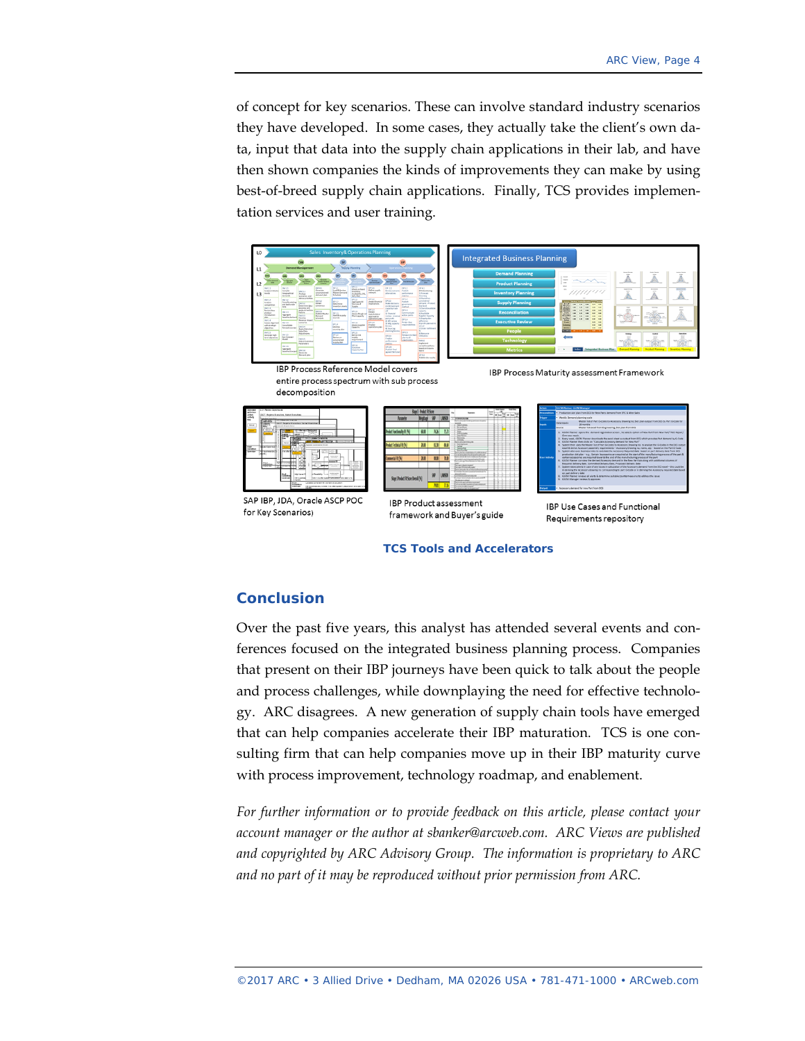of concept for key scenarios. These can involve standard industry scenarios they have developed. In some cases, they actually take the client's own data, input that data into the supply chain applications in their lab, and have then shown companies the kinds of improvements they can make by using best-of-breed supply chain applications. Finally, TCS provides implementation services and user training.

IBP Process Reference Model covers entire process spectrum with sub process decomposition

IBP Process Maturity assessment Framework

SAP IBP, JDA, Oracle ASCP POC for Key Scenarios)

IBP Product assessment framework and Buyer's guide

IBP Use Cases and Functional Requirements repository

**TCS Tools and Accelerators**

## Conclusion

Over the past five years, this analyst has attended several events and conferences focused on the integrated business planning process. Companies that present on their IBP journeys have been quick to talk about the people and process challenges, while downplaying the need for effective technology. ARC disagrees. A new generation of supply chain tools have emerged that can help companies accelerate their IBP maturation. TCS is one consulting firm that can help companies move up in their IBP maturity curve with process improvement, technology roadmap, and enablement.

*For further information or to provide feedback on this article, please contact your account manager or the author at sbanker@arcweb.com. ARC Views are published and copyrighted by ARC Advisory Group. The information is proprietary to ARC and no part of it may be reproduced without prior permission from ARC.*